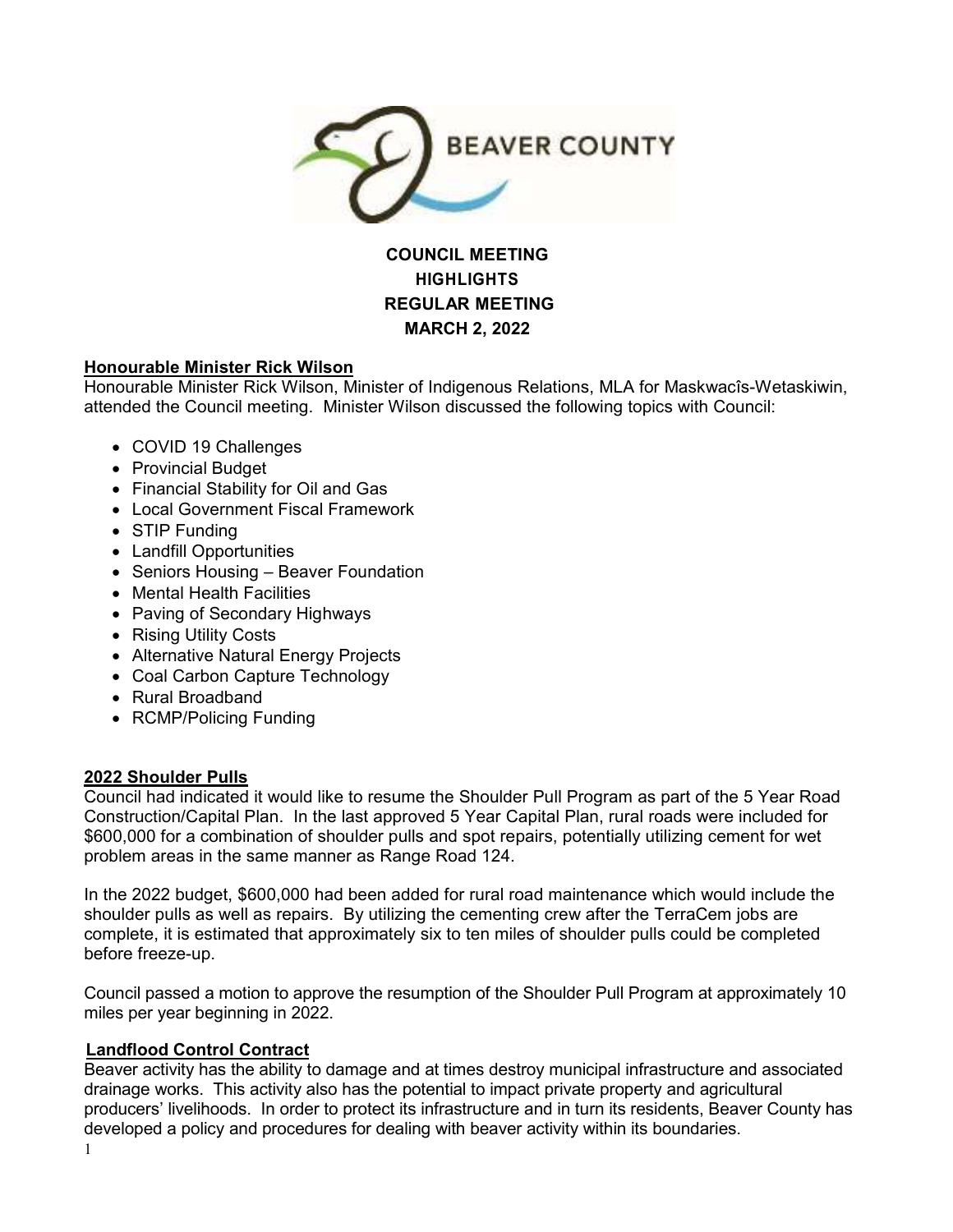BEAVER COUNTY

# COUNCIL MEETING HIGHLIGHTS REGULAR MEETING MARCH 2, 2022

## Honourable Minister Rick Wilson

Honourable Minister Rick Wilson, Minister of Indigenous Relations, MLA for Maskwacîs-Wetaskiwin, attended the Council meeting. Minister Wilson discussed the following topics with Council:

- COVID 19 Challenges
- Provincial Budget
- Financial Stability for Oil and Gas
- Local Government Fiscal Framework
- STIP Funding
- Landfill Opportunities
- Seniors Housing – Beaver Foundation
- Mental Health Facilities
- Paving of Secondary Highways
- Rising Utility Costs
- Alternative Natural Energy Projects
- Coal Carbon Capture Technology
- Rural Broadband
- RCMP/Policing Funding

## 2022 Shoulder Pulls

Council had indicated it would like to resume the Shoulder Pull Program as part of the 5 Year Road Construction/Capital Plan. In the last approved 5 Year Capital Plan, rural roads were included for $600,000 for a combination of shoulder pulls and spot repairs, potentially utilizing cement for wet problem areas in the same manner as Range Road 124.

In the 2022 budget, $600,000 had been added for rural road maintenance which would include the shoulder pulls as well as repairs. By utilizing the cementing crew after the TerraCem jobs are complete, it is estimated that approximately six to ten miles of shoulder pulls could be completed before freeze-up.

Council passed a motion to approve the resumption of the Shoulder Pull Program at approximately 10 miles per year beginning in 2022.

## Landflood Control Contract

Beaver activity has the ability to damage and at times destroy municipal infrastructure and associated drainage works. This activity also has the potential to impact private property and agricultural producers' livelihoods. In order to protect its infrastructure and in turn its residents, Beaver County has developed a policy and procedures for dealing with beaver activity within its boundaries.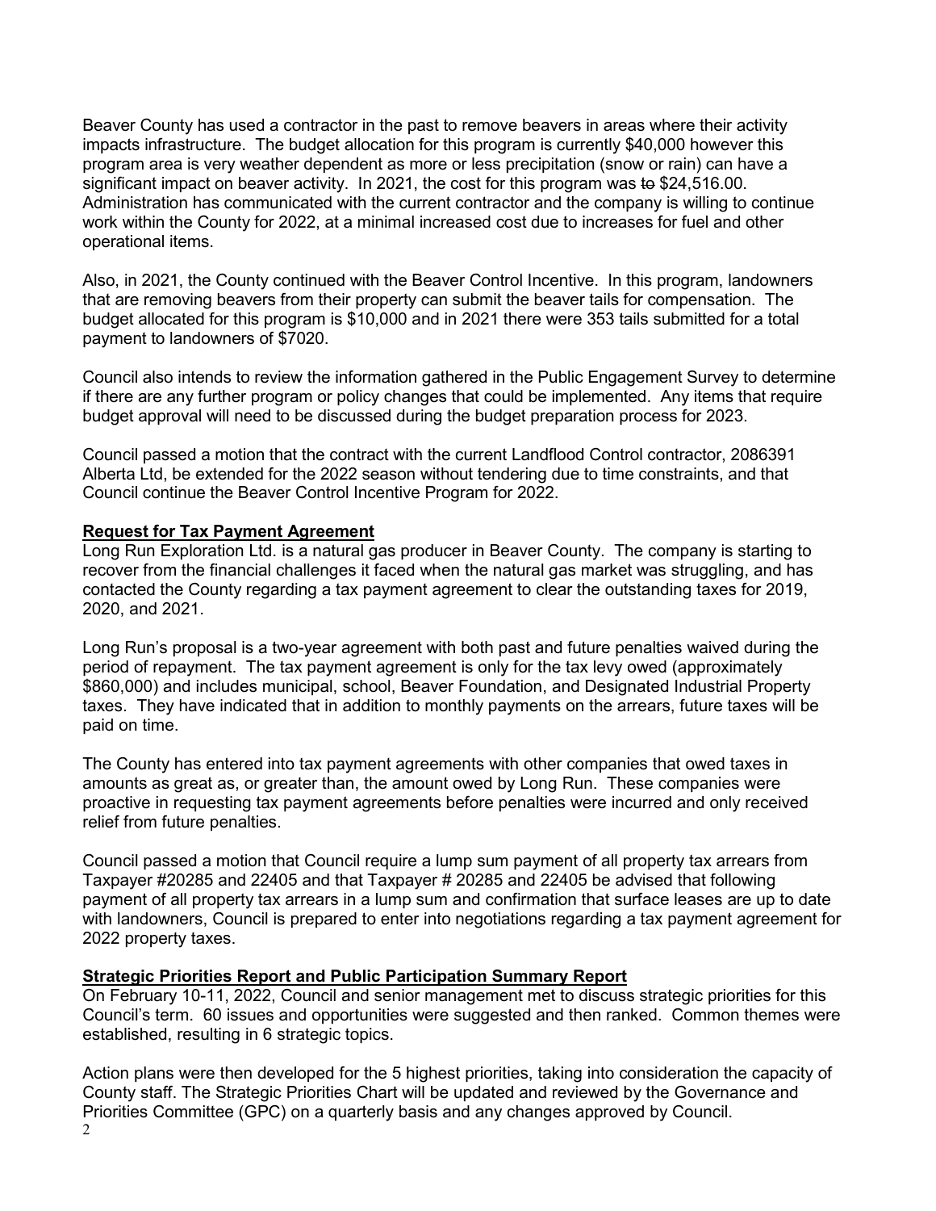Beaver County has used a contractor in the past to remove beavers in areas where their activity impacts infrastructure. The budget allocation for this program is currently $40,000 however this program area is very weather dependent as more or less precipitation (snow or rain) can have a significant impact on beaver activity. In 2021, the cost for this program was ~~to~~ $24,516.00. Administration has communicated with the current contractor and the company is willing to continue work within the County for 2022, at a minimal increased cost due to increases for fuel and other operational items.

Also, in 2021, the County continued with the Beaver Control Incentive. In this program, landowners that are removing beavers from their property can submit the beaver tails for compensation. The budget allocated for this program is $10,000 and in 2021 there were 353 tails submitted for a total payment to landowners of $7020.

Council also intends to review the information gathered in the Public Engagement Survey to determine if there are any further program or policy changes that could be implemented. Any items that require budget approval will need to be discussed during the budget preparation process for 2023.

Council passed a motion that the contract with the current Landflood Control contractor, 2086391 Alberta Ltd, be extended for the 2022 season without tendering due to time constraints, and that Council continue the Beaver Control Incentive Program for 2022.

**Request for Tax Payment Agreement**

Long Run Exploration Ltd. is a natural gas producer in Beaver County. The company is starting to recover from the financial challenges it faced when the natural gas market was struggling, and has contacted the County regarding a tax payment agreement to clear the outstanding taxes for 2019, 2020, and 2021.

Long Run's proposal is a two-year agreement with both past and future penalties waived during the period of repayment. The tax payment agreement is only for the tax levy owed (approximately $860,000) and includes municipal, school, Beaver Foundation, and Designated Industrial Property taxes. They have indicated that in addition to monthly payments on the arrears, future taxes will be paid on time.

The County has entered into tax payment agreements with other companies that owed taxes in amounts as great as, or greater than, the amount owed by Long Run. These companies were proactive in requesting tax payment agreements before penalties were incurred and only received relief from future penalties.

Council passed a motion that Council require a lump sum payment of all property tax arrears from Taxpayer #20285 and 22405 and that Taxpayer # 20285 and 22405 be advised that following payment of all property tax arrears in a lump sum and confirmation that surface leases are up to date with landowners, Council is prepared to enter into negotiations regarding a tax payment agreement for 2022 property taxes.

**Strategic Priorities Report and Public Participation Summary Report**

On February 10-11, 2022, Council and senior management met to discuss strategic priorities for this Council's term. 60 issues and opportunities were suggested and then ranked. Common themes were established, resulting in 6 strategic topics.

Action plans were then developed for the 5 highest priorities, taking into consideration the capacity of County staff. The Strategic Priorities Chart will be updated and reviewed by the Governance and Priorities Committee (GPC) on a quarterly basis and any changes approved by Council.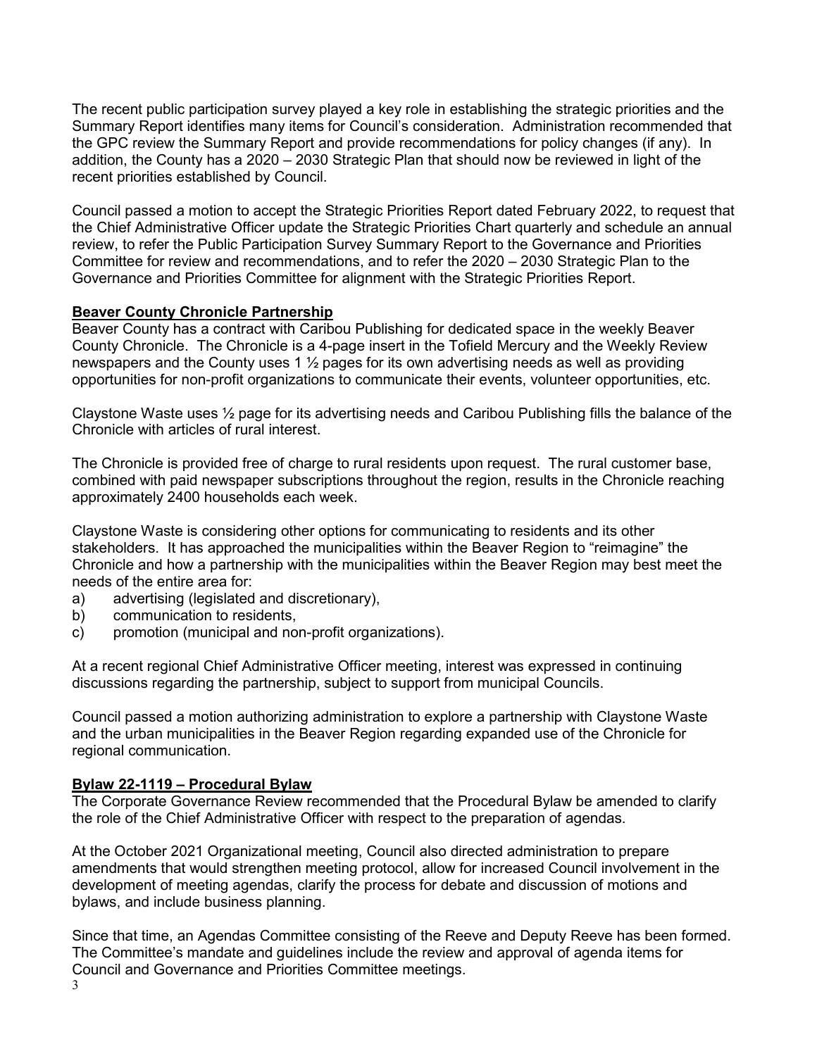The recent public participation survey played a key role in establishing the strategic priorities and the Summary Report identifies many items for Council's consideration. Administration recommended that the GPC review the Summary Report and provide recommendations for policy changes (if any). In addition, the County has a 2020 – 2030 Strategic Plan that should now be reviewed in light of the recent priorities established by Council.

Council passed a motion to accept the Strategic Priorities Report dated February 2022, to request that the Chief Administrative Officer update the Strategic Priorities Chart quarterly and schedule an annual review, to refer the Public Participation Survey Summary Report to the Governance and Priorities Committee for review and recommendations, and to refer the 2020 – 2030 Strategic Plan to the Governance and Priorities Committee for alignment with the Strategic Priorities Report.

**Beaver County Chronicle Partnership**

Beaver County has a contract with Caribou Publishing for dedicated space in the weekly Beaver County Chronicle. The Chronicle is a 4-page insert in the Tofield Mercury and the Weekly Review newspapers and the County uses 1 ½ pages for its own advertising needs as well as providing opportunities for non-profit organizations to communicate their events, volunteer opportunities, etc.

Claystone Waste uses ½ page for its advertising needs and Caribou Publishing fills the balance of the Chronicle with articles of rural interest.

The Chronicle is provided free of charge to rural residents upon request. The rural customer base, combined with paid newspaper subscriptions throughout the region, results in the Chronicle reaching approximately 2400 households each week.

Claystone Waste is considering other options for communicating to residents and its other stakeholders. It has approached the municipalities within the Beaver Region to "reimagine" the Chronicle and how a partnership with the municipalities within the Beaver Region may best meet the needs of the entire area for:

a) advertising (legislated and discretionary),
b) communication to residents,
c) promotion (municipal and non-profit organizations).

At a recent regional Chief Administrative Officer meeting, interest was expressed in continuing discussions regarding the partnership, subject to support from municipal Councils.

Council passed a motion authorizing administration to explore a partnership with Claystone Waste and the urban municipalities in the Beaver Region regarding expanded use of the Chronicle for regional communication.

**Bylaw 22-1119 – Procedural Bylaw**

The Corporate Governance Review recommended that the Procedural Bylaw be amended to clarify the role of the Chief Administrative Officer with respect to the preparation of agendas.

At the October 2021 Organizational meeting, Council also directed administration to prepare amendments that would strengthen meeting protocol, allow for increased Council involvement in the development of meeting agendas, clarify the process for debate and discussion of motions and bylaws, and include business planning.

Since that time, an Agendas Committee consisting of the Reeve and Deputy Reeve has been formed. The Committee's mandate and guidelines include the review and approval of agenda items for Council and Governance and Priorities Committee meetings.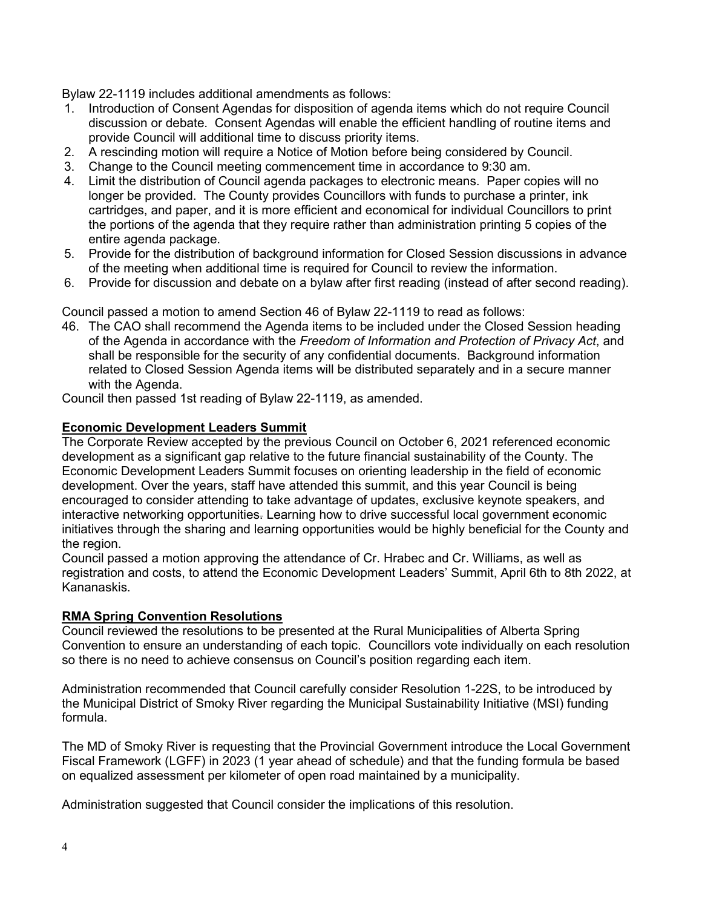Bylaw 22-1119 includes additional amendments as follows:

1. Introduction of Consent Agendas for disposition of agenda items which do not require Council discussion or debate. Consent Agendas will enable the efficient handling of routine items and provide Council will additional time to discuss priority items.
2. A rescinding motion will require a Notice of Motion before being considered by Council.
3. Change to the Council meeting commencement time in accordance to 9:30 am.
4. Limit the distribution of Council agenda packages to electronic means. Paper copies will no longer be provided. The County provides Councillors with funds to purchase a printer, ink cartridges, and paper, and it is more efficient and economical for individual Councillors to print the portions of the agenda that they require rather than administration printing 5 copies of the entire agenda package.
5. Provide for the distribution of background information for Closed Session discussions in advance of the meeting when additional time is required for Council to review the information.
6. Provide for discussion and debate on a bylaw after first reading (instead of after second reading).

Council passed a motion to amend Section 46 of Bylaw 22-1119 to read as follows:

46. The CAO shall recommend the Agenda items to be included under the Closed Session heading of the Agenda in accordance with the *Freedom of Information and Protection of Privacy Act*, and shall be responsible for the security of any confidential documents. Background information related to Closed Session Agenda items will be distributed separately and in a secure manner with the Agenda.

Council then passed 1st reading of Bylaw 22-1119, as amended.

**Economic Development Leaders Summit**

The Corporate Review accepted by the previous Council on October 6, 2021 referenced economic development as a significant gap relative to the future financial sustainability of the County. The Economic Development Leaders Summit focuses on orienting leadership in the field of economic development. Over the years, staff have attended this summit, and this year Council is being encouraged to consider attending to take advantage of updates, exclusive keynote speakers, and interactive networking opportunities. Learning how to drive successful local government economic initiatives through the sharing and learning opportunities would be highly beneficial for the County and the region.

Council passed a motion approving the attendance of Cr. Hrabec and Cr. Williams, as well as registration and costs, to attend the Economic Development Leaders' Summit, April 6th to 8th 2022, at Kananaskis.

**RMA Spring Convention Resolutions**

Council reviewed the resolutions to be presented at the Rural Municipalities of Alberta Spring Convention to ensure an understanding of each topic. Councillors vote individually on each resolution so there is no need to achieve consensus on Council's position regarding each item.

Administration recommended that Council carefully consider Resolution 1-22S, to be introduced by the Municipal District of Smoky River regarding the Municipal Sustainability Initiative (MSI) funding formula.

The MD of Smoky River is requesting that the Provincial Government introduce the Local Government Fiscal Framework (LGFF) in 2023 (1 year ahead of schedule) and that the funding formula be based on equalized assessment per kilometer of open road maintained by a municipality.

Administration suggested that Council consider the implications of this resolution.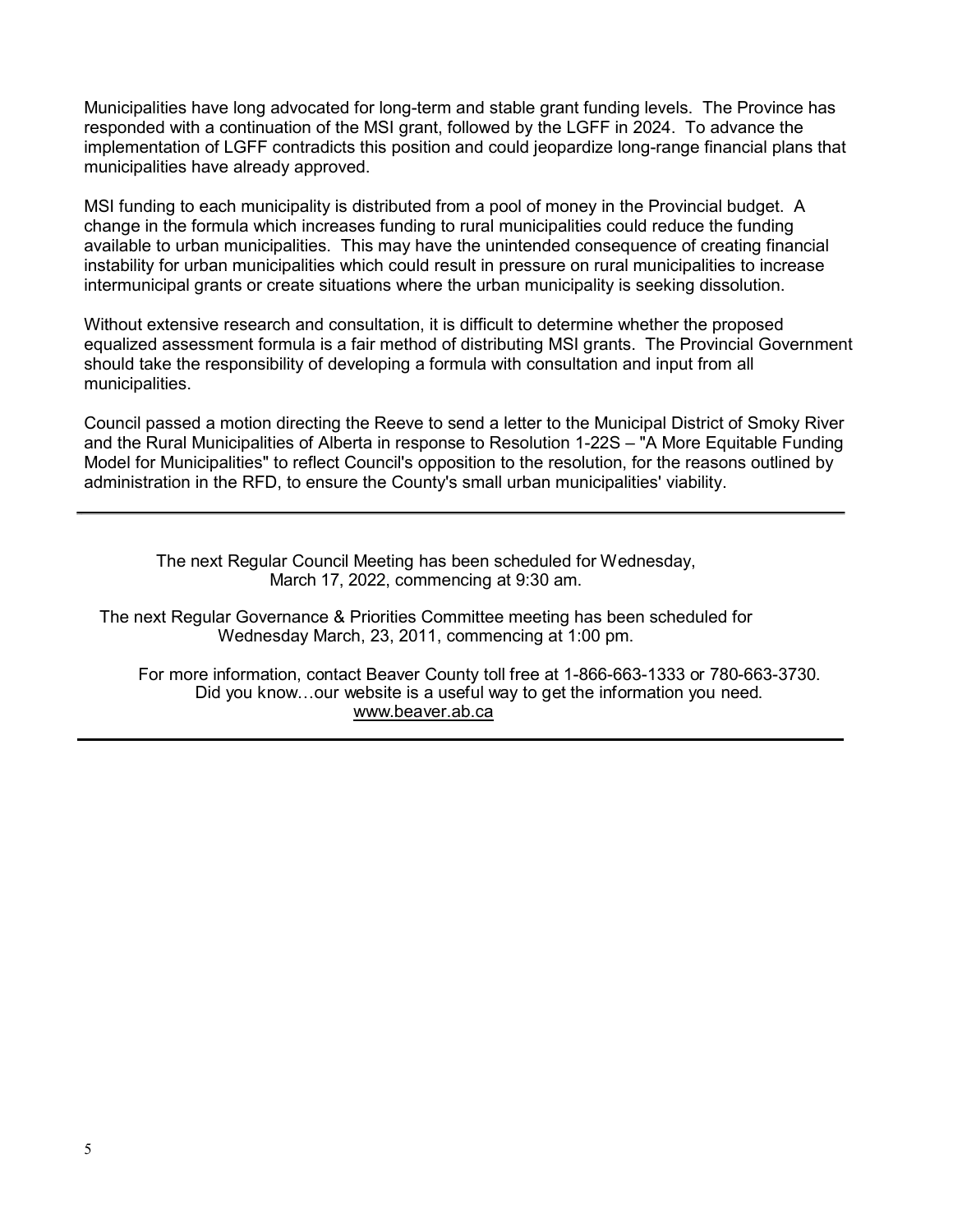Municipalities have long advocated for long-term and stable grant funding levels. The Province has responded with a continuation of the MSI grant, followed by the LGFF in 2024. To advance the implementation of LGFF contradicts this position and could jeopardize long-range financial plans that municipalities have already approved.

MSI funding to each municipality is distributed from a pool of money in the Provincial budget. A change in the formula which increases funding to rural municipalities could reduce the funding available to urban municipalities. This may have the unintended consequence of creating financial instability for urban municipalities which could result in pressure on rural municipalities to increase intermunicipal grants or create situations where the urban municipality is seeking dissolution.

Without extensive research and consultation, it is difficult to determine whether the proposed equalized assessment formula is a fair method of distributing MSI grants. The Provincial Government should take the responsibility of developing a formula with consultation and input from all municipalities.

Council passed a motion directing the Reeve to send a letter to the Municipal District of Smoky River and the Rural Municipalities of Alberta in response to Resolution 1-22S – "A More Equitable Funding Model for Municipalities" to reflect Council's opposition to the resolution, for the reasons outlined by administration in the RFD, to ensure the County's small urban municipalities' viability.

---

The next Regular Council Meeting has been scheduled for Wednesday, March 17, 2022, commencing at 9:30 am.

The next Regular Governance & Priorities Committee meeting has been scheduled for Wednesday March, 23, 2011, commencing at 1:00 pm.

For more information, contact Beaver County toll free at 1-866-663-1333 or 780-663-3730.
Did you know…our website is a useful way to get the information you need.
www.beaver.ab.ca

---